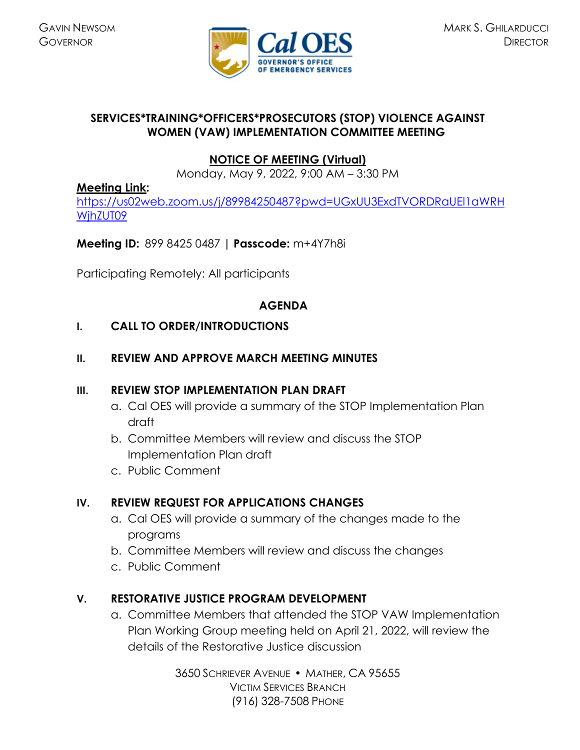GAVIN NEWSOM
GOVERNOR

Cal OES
GOVERNOR'S OFFICE OF EMERGENCY SERVICES

MARK S. GHILARDUCCI
DIRECTOR

**SERVICES*TRAINING*OFFICERS*PROSECUTORS (STOP) VIOLENCE AGAINST WOMEN (VAW) IMPLEMENTATION COMMITTEE MEETING**

**NOTICE OF MEETING (Virtual)**

Monday, May 9, 2022, 9:00 AM – 3:30 PM

**Meeting Link:**
https://us02web.zoom.us/j/89984250487?pwd=UGxUU3ExdTVORDRaUEl1aWRHWjhZUT09

**Meeting ID:** 899 8425 0487 | **Passcode:** m+4Y7h8i

Participating Remotely: All participants

## AGENDA

**I. CALL TO ORDER/INTRODUCTIONS**

**II. REVIEW AND APPROVE MARCH MEETING MINUTES**

**III. REVIEW STOP IMPLEMENTATION PLAN DRAFT**

a. Cal OES will provide a summary of the STOP Implementation Plan draft
b. Committee Members will review and discuss the STOP Implementation Plan draft
c. Public Comment

**IV. REVIEW REQUEST FOR APPLICATIONS CHANGES**

a. Cal OES will provide a summary of the changes made to the programs
b. Committee Members will review and discuss the changes
c. Public Comment

**V. RESTORATIVE JUSTICE PROGRAM DEVELOPMENT**

a. Committee Members that attended the STOP VAW Implementation Plan Working Group meeting held on April 21, 2022, will review the details of the Restorative Justice discussion

3650 SCHRIEVER AVENUE • MATHER, CA 95655
VICTIM SERVICES BRANCH
(916) 328-7508 PHONE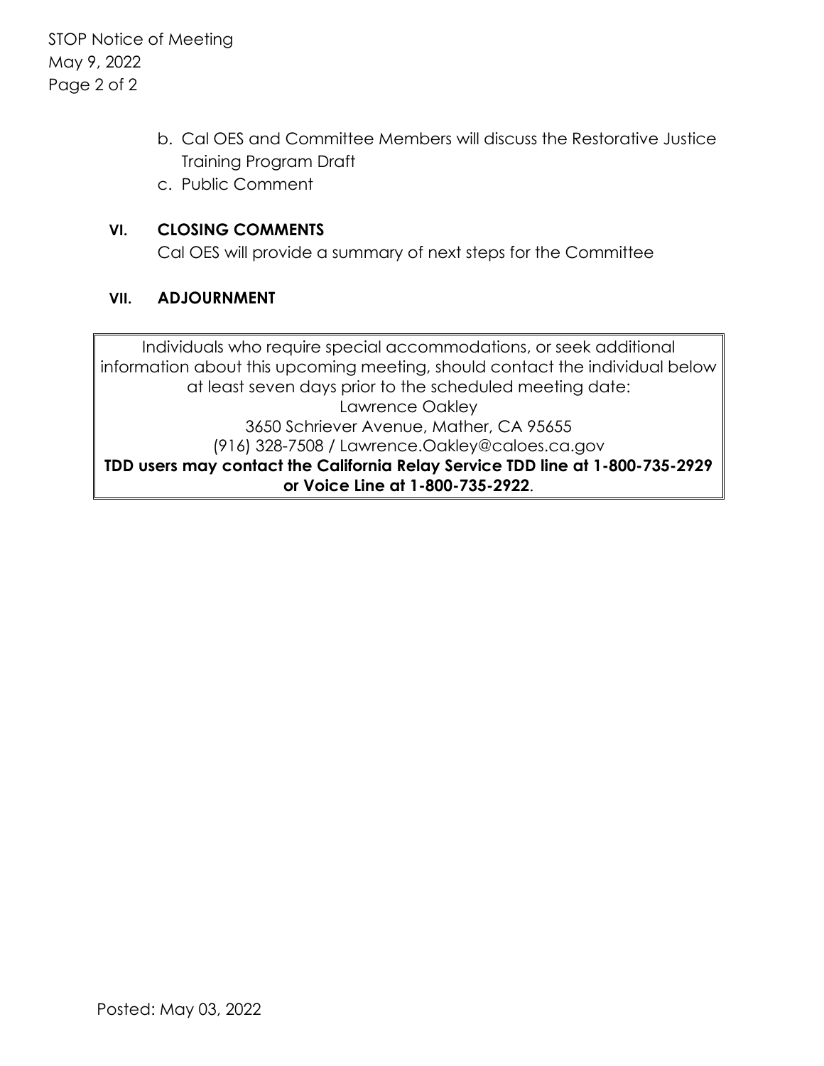b. Cal OES and Committee Members will discuss the Restorative Justice Training Program Draft
c. Public Comment

## VI. CLOSING COMMENTS

Cal OES will provide a summary of next steps for the Committee

## VII. ADJOURNMENT

Individuals who require special accommodations, or seek additional information about this upcoming meeting, should contact the individual below at least seven days prior to the scheduled meeting date:
Lawrence Oakley
3650 Schriever Avenue, Mather, CA 95655
(916) 328-7508 / Lawrence.Oakley@caloes.ca.gov
**TDD users may contact the California Relay Service TDD line at 1-800-735-2929 or Voice Line at 1-800-735-2922**.

Posted: May 03, 2022